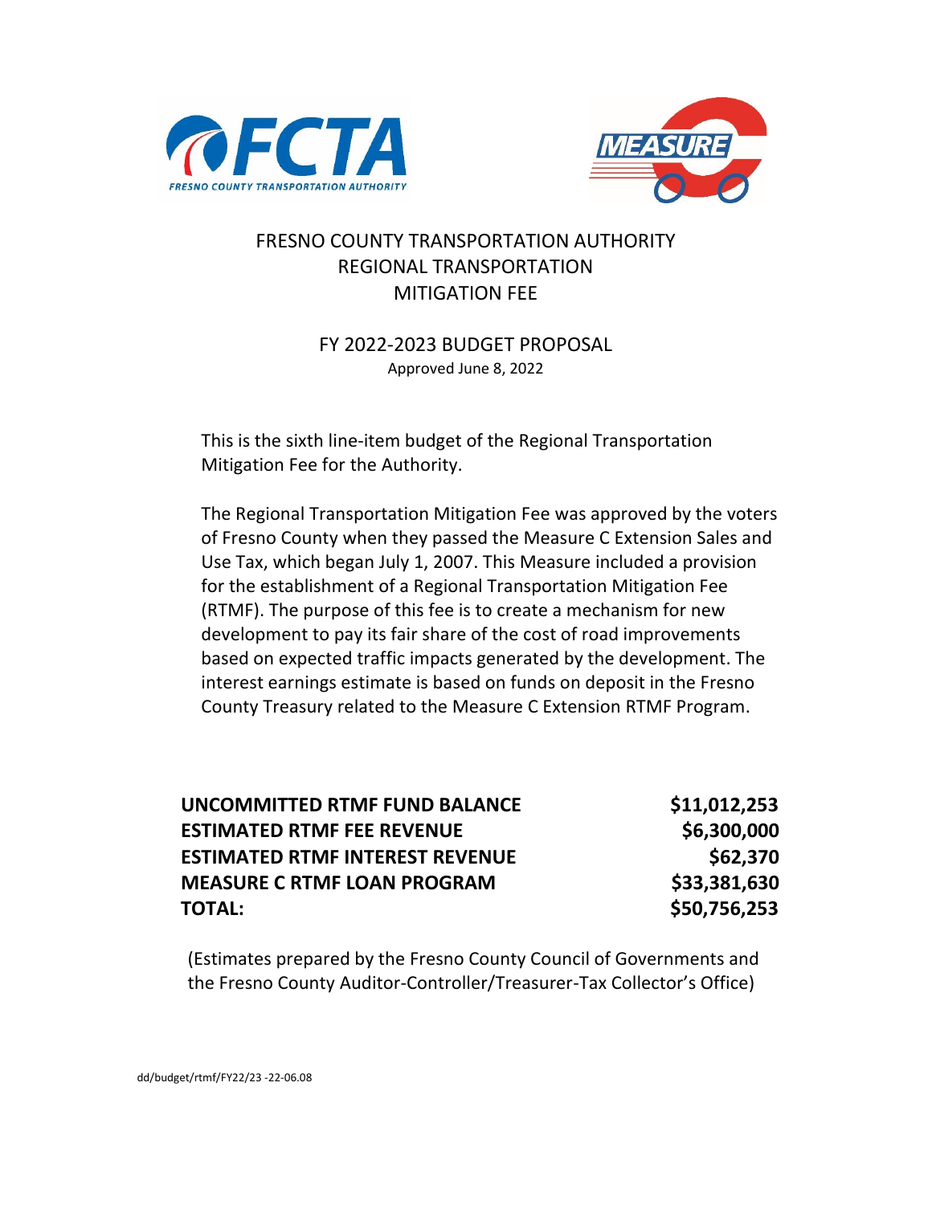FCTA
FRESNO COUNTY TRANSPORTATION AUTHORITY

MEASURE C

# FRESNO COUNTY TRANSPORTATION AUTHORITY
# REGIONAL TRANSPORTATION
# MITIGATION FEE

## FY 2022-2023 BUDGET PROPOSAL

Approved June 8, 2022

This is the sixth line-item budget of the Regional Transportation Mitigation Fee for the Authority.

The Regional Transportation Mitigation Fee was approved by the voters of Fresno County when they passed the Measure C Extension Sales and Use Tax, which began July 1, 2007. This Measure included a provision for the establishment of a Regional Transportation Mitigation Fee (RTMF). The purpose of this fee is to create a mechanism for new development to pay its fair share of the cost of road improvements based on expected traffic impacts generated by the development. The interest earnings estimate is based on funds on deposit in the Fresno County Treasury related to the Measure C Extension RTMF Program.

| | |
|---|---|
| **UNCOMMITTED RTMF FUND BALANCE** | **$11,012,253** |
| **ESTIMATED RTMF FEE REVENUE** | **$6,300,000** |
| **ESTIMATED RTMF INTEREST REVENUE** | **$62,370** |
| **MEASURE C RTMF LOAN PROGRAM** | **$33,381,630** |
| **TOTAL:** | **$50,756,253** |

(Estimates prepared by the Fresno County Council of Governments and the Fresno County Auditor-Controller/Treasurer-Tax Collector's Office)

dd/budget/rtmf/FY22/23 -22-06.08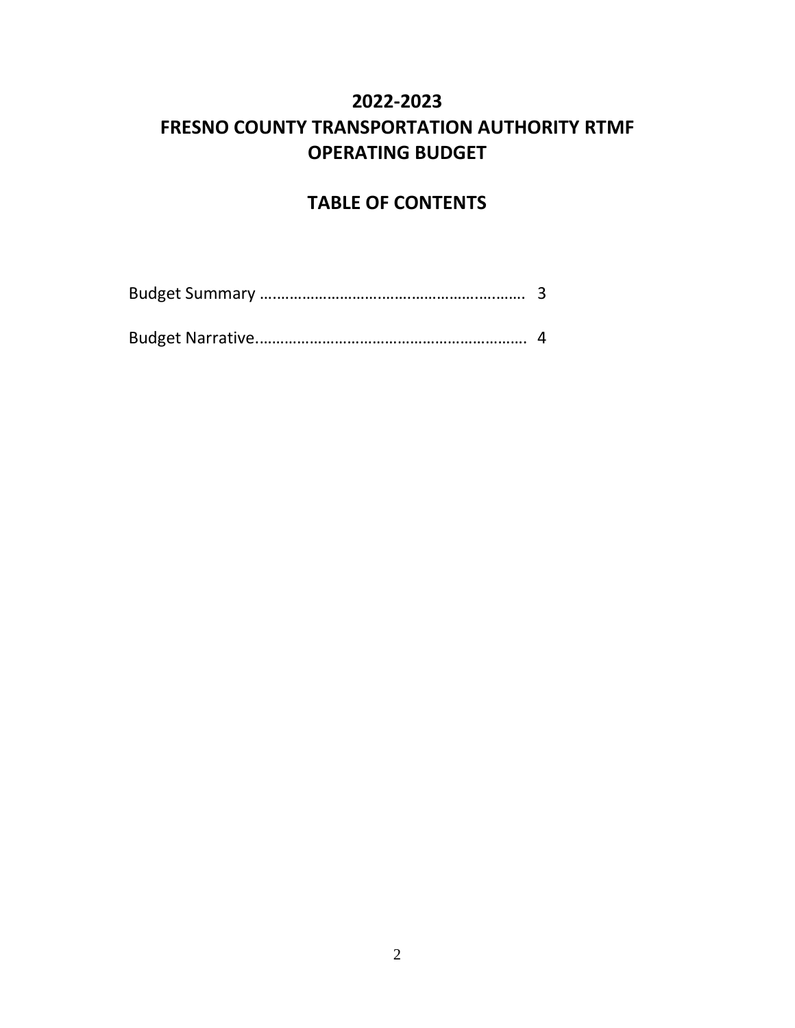# 2022-2023
# FRESNO COUNTY TRANSPORTATION AUTHORITY RTMF
# OPERATING BUDGET

## TABLE OF CONTENTS

Budget Summary …………………………………………………….……. 3

Budget Narrative………………………………………………………. 4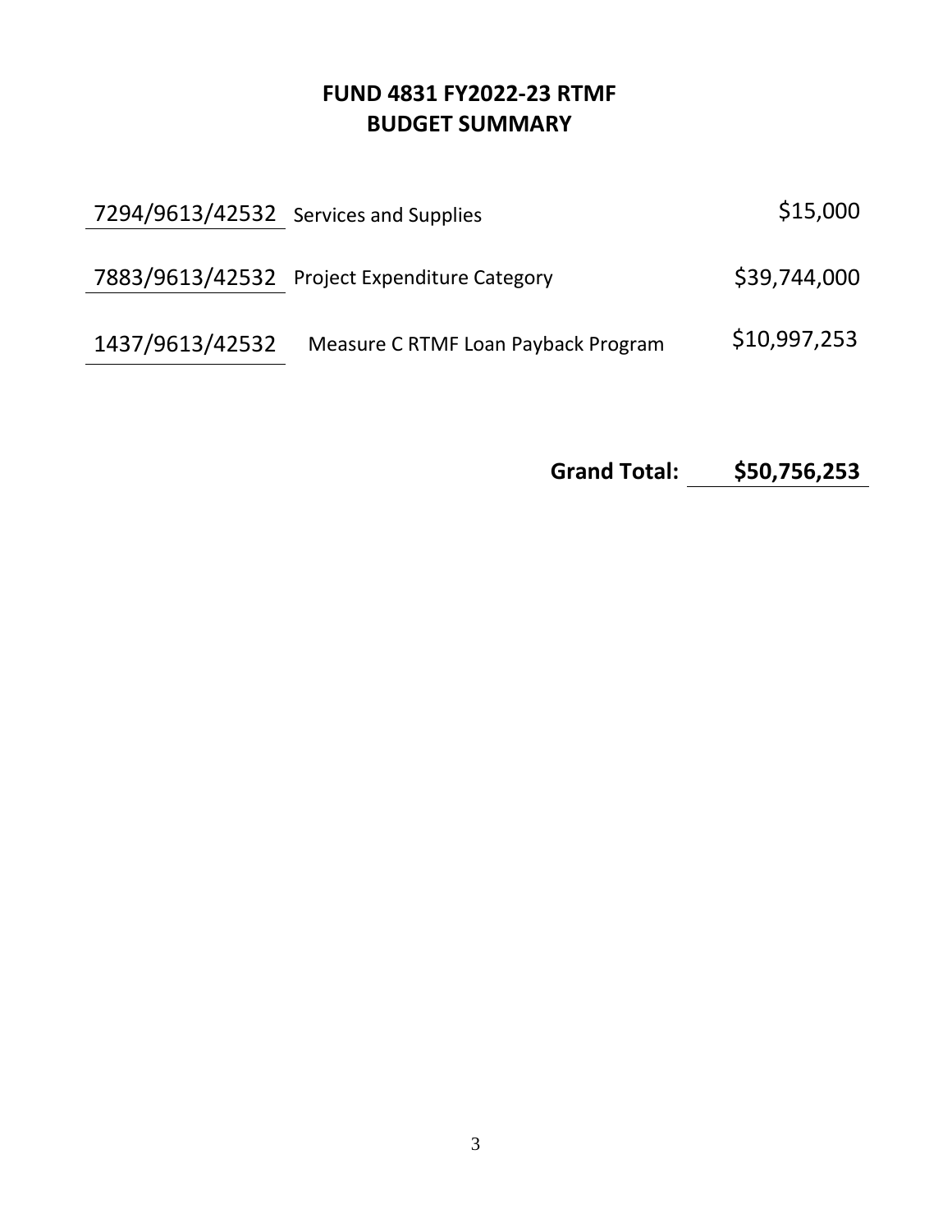# FUND 4831 FY2022-23 RTMF
# BUDGET SUMMARY

| Account | Description | Amount |
|---|---|---|
| 7294/9613/42532 | Services and Supplies | \$15,000 |
| 7883/9613/42532 | Project Expenditure Category | \$39,744,000 |
| 1437/9613/42532 | Measure C RTMF Loan Payback Program | \$10,997,253 |

**Grand Total: \$50,756,253**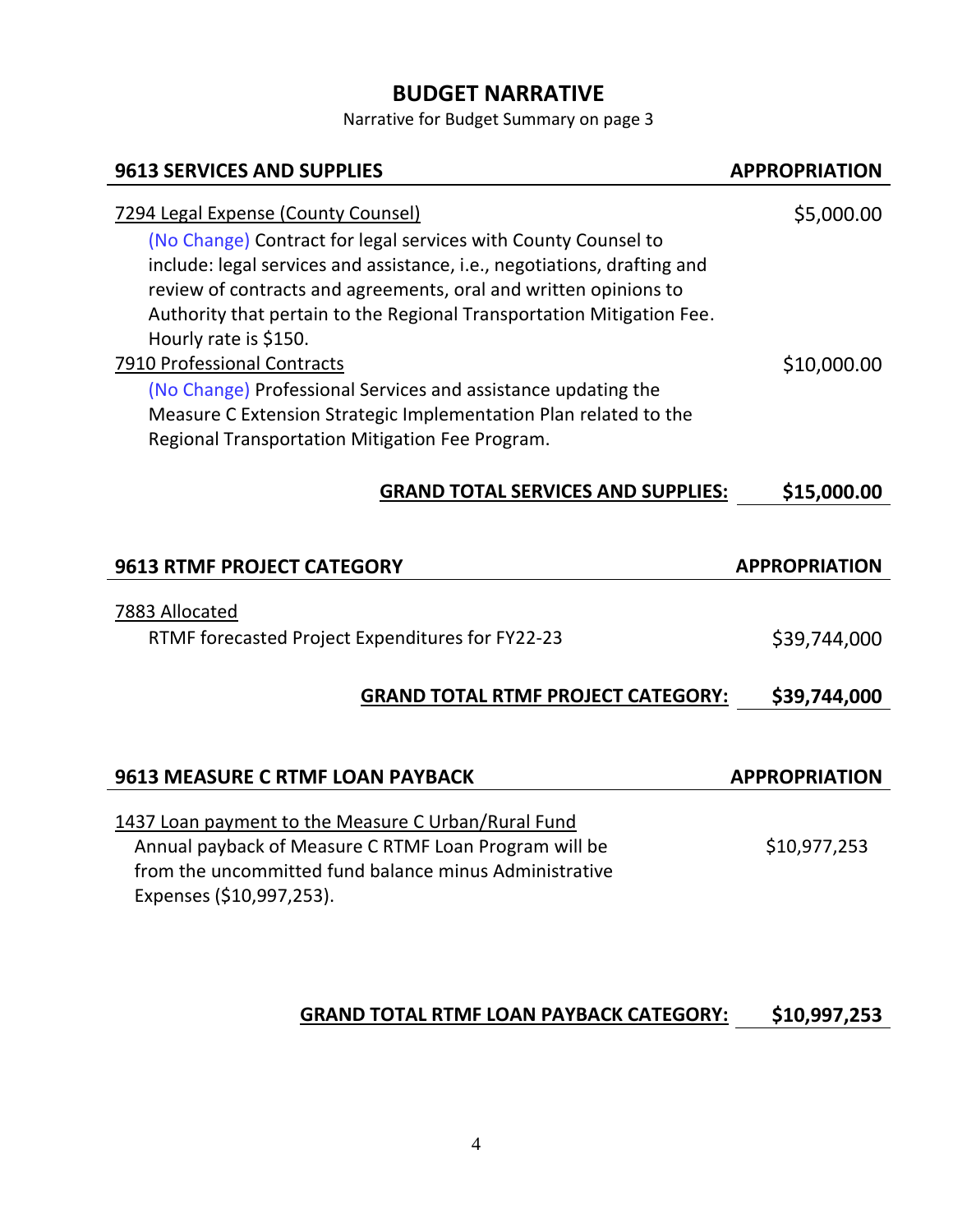# BUDGET NARRATIVE

Narrative for Budget Summary on page 3

| 9613 SERVICES AND SUPPLIES | APPROPRIATION |
|---|---|
| <u>7294 Legal Expense (County Counsel)</u><br>(No Change) Contract for legal services with County Counsel to include: legal services and assistance, i.e., negotiations, drafting and review of contracts and agreements, oral and written opinions to Authority that pertain to the Regional Transportation Mitigation Fee. Hourly rate is $150. | $5,000.00 |
| <u>7910 Professional Contracts</u><br>(No Change) Professional Services and assistance updating the Measure C Extension Strategic Implementation Plan related to the Regional Transportation Mitigation Fee Program. | $10,000.00 |
| **GRAND TOTAL SERVICES AND SUPPLIES:** | **$15,000.00** |

| 9613 RTMF PROJECT CATEGORY | APPROPRIATION |
|---|---|
| <u>7883 Allocated</u><br>RTMF forecasted Project Expenditures for FY22-23 | $39,744,000 |
| **GRAND TOTAL RTMF PROJECT CATEGORY:** | **$39,744,000** |

| 9613 MEASURE C RTMF LOAN PAYBACK | APPROPRIATION |
|---|---|
| <u>1437 Loan payment to the Measure C Urban/Rural Fund</u><br>Annual payback of Measure C RTMF Loan Program will be from the uncommitted fund balance minus Administrative Expenses ($10,997,253). | $10,977,253 |
| **GRAND TOTAL RTMF LOAN PAYBACK CATEGORY:** | **$10,997,253** |